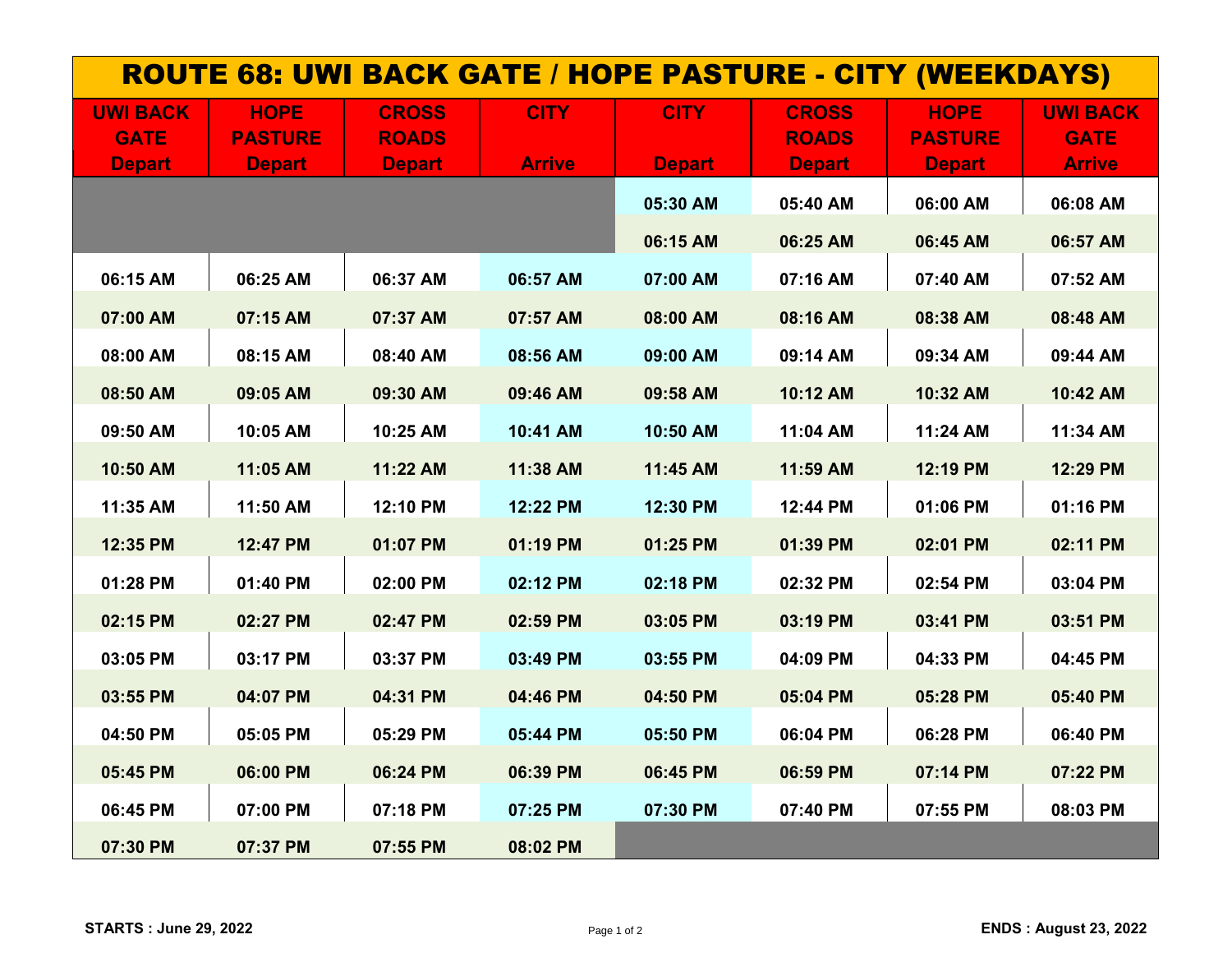# ROUTE 68: UWI BACK GATE / HOPE PASTURE - CITY (WEEKDAYS)

| UWI BACK GATE Depart | HOPE PASTURE Depart | CROSS ROADS Depart | CITY Arrive | CITY Depart | CROSS ROADS Depart | HOPE PASTURE Depart | UWI BACK GATE Arrive |
|---|---|---|---|---|---|---|---|
| | | | | 05:30 AM | 05:40 AM | 06:00 AM | 06:08 AM |
| | | | | 06:15 AM | 06:25 AM | 06:45 AM | 06:57 AM |
| 06:15 AM | 06:25 AM | 06:37 AM | 06:57 AM | 07:00 AM | 07:16 AM | 07:40 AM | 07:52 AM |
| 07:00 AM | 07:15 AM | 07:37 AM | 07:57 AM | 08:00 AM | 08:16 AM | 08:38 AM | 08:48 AM |
| 08:00 AM | 08:15 AM | 08:40 AM | 08:56 AM | 09:00 AM | 09:14 AM | 09:34 AM | 09:44 AM |
| 08:50 AM | 09:05 AM | 09:30 AM | 09:46 AM | 09:58 AM | 10:12 AM | 10:32 AM | 10:42 AM |
| 09:50 AM | 10:05 AM | 10:25 AM | 10:41 AM | 10:50 AM | 11:04 AM | 11:24 AM | 11:34 AM |
| 10:50 AM | 11:05 AM | 11:22 AM | 11:38 AM | 11:45 AM | 11:59 AM | 12:19 PM | 12:29 PM |
| 11:35 AM | 11:50 AM | 12:10 PM | 12:22 PM | 12:30 PM | 12:44 PM | 01:06 PM | 01:16 PM |
| 12:35 PM | 12:47 PM | 01:07 PM | 01:19 PM | 01:25 PM | 01:39 PM | 02:01 PM | 02:11 PM |
| 01:28 PM | 01:40 PM | 02:00 PM | 02:12 PM | 02:18 PM | 02:32 PM | 02:54 PM | 03:04 PM |
| 02:15 PM | 02:27 PM | 02:47 PM | 02:59 PM | 03:05 PM | 03:19 PM | 03:41 PM | 03:51 PM |
| 03:05 PM | 03:17 PM | 03:37 PM | 03:49 PM | 03:55 PM | 04:09 PM | 04:33 PM | 04:45 PM |
| 03:55 PM | 04:07 PM | 04:31 PM | 04:46 PM | 04:50 PM | 05:04 PM | 05:28 PM | 05:40 PM |
| 04:50 PM | 05:05 PM | 05:29 PM | 05:44 PM | 05:50 PM | 06:04 PM | 06:28 PM | 06:40 PM |
| 05:45 PM | 06:00 PM | 06:24 PM | 06:39 PM | 06:45 PM | 06:59 PM | 07:14 PM | 07:22 PM |
| 06:45 PM | 07:00 PM | 07:18 PM | 07:25 PM | 07:30 PM | 07:40 PM | 07:55 PM | 08:03 PM |
| 07:30 PM | 07:37 PM | 07:55 PM | 08:02 PM | | | | |

**STARTS : June 29, 2022** **ENDS : August 23, 2022**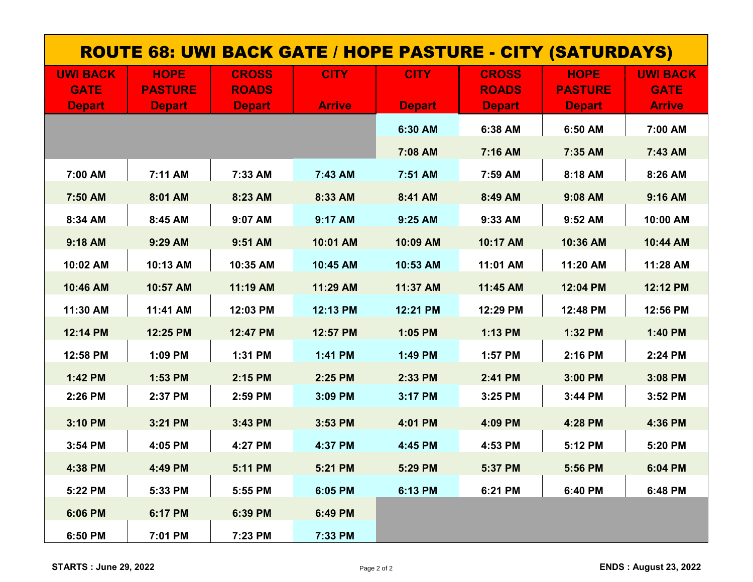# ROUTE 68: UWI BACK GATE / HOPE PASTURE - CITY (SATURDAYS)

| UWI BACK GATE Depart | HOPE PASTURE Depart | CROSS ROADS Depart | CITY Arrive | CITY Depart | CROSS ROADS Depart | HOPE PASTURE Depart | UWI BACK GATE Arrive |
|---|---|---|---|---|---|---|---|
| | | | | 6:30 AM | 6:38 AM | 6:50 AM | 7:00 AM |
| | | | | 7:08 AM | 7:16 AM | 7:35 AM | 7:43 AM |
| 7:00 AM | 7:11 AM | 7:33 AM | 7:43 AM | 7:51 AM | 7:59 AM | 8:18 AM | 8:26 AM |
| 7:50 AM | 8:01 AM | 8:23 AM | 8:33 AM | 8:41 AM | 8:49 AM | 9:08 AM | 9:16 AM |
| 8:34 AM | 8:45 AM | 9:07 AM | 9:17 AM | 9:25 AM | 9:33 AM | 9:52 AM | 10:00 AM |
| 9:18 AM | 9:29 AM | 9:51 AM | 10:01 AM | 10:09 AM | 10:17 AM | 10:36 AM | 10:44 AM |
| 10:02 AM | 10:13 AM | 10:35 AM | 10:45 AM | 10:53 AM | 11:01 AM | 11:20 AM | 11:28 AM |
| 10:46 AM | 10:57 AM | 11:19 AM | 11:29 AM | 11:37 AM | 11:45 AM | 12:04 PM | 12:12 PM |
| 11:30 AM | 11:41 AM | 12:03 PM | 12:13 PM | 12:21 PM | 12:29 PM | 12:48 PM | 12:56 PM |
| 12:14 PM | 12:25 PM | 12:47 PM | 12:57 PM | 1:05 PM | 1:13 PM | 1:32 PM | 1:40 PM |
| 12:58 PM | 1:09 PM | 1:31 PM | 1:41 PM | 1:49 PM | 1:57 PM | 2:16 PM | 2:24 PM |
| 1:42 PM | 1:53 PM | 2:15 PM | 2:25 PM | 2:33 PM | 2:41 PM | 3:00 PM | 3:08 PM |
| 2:26 PM | 2:37 PM | 2:59 PM | 3:09 PM | 3:17 PM | 3:25 PM | 3:44 PM | 3:52 PM |
| 3:10 PM | 3:21 PM | 3:43 PM | 3:53 PM | 4:01 PM | 4:09 PM | 4:28 PM | 4:36 PM |
| 3:54 PM | 4:05 PM | 4:27 PM | 4:37 PM | 4:45 PM | 4:53 PM | 5:12 PM | 5:20 PM |
| 4:38 PM | 4:49 PM | 5:11 PM | 5:21 PM | 5:29 PM | 5:37 PM | 5:56 PM | 6:04 PM |
| 5:22 PM | 5:33 PM | 5:55 PM | 6:05 PM | 6:13 PM | 6:21 PM | 6:40 PM | 6:48 PM |
| 6:06 PM | 6:17 PM | 6:39 PM | 6:49 PM | | | | |
| 6:50 PM | 7:01 PM | 7:23 PM | 7:33 PM | | | | |

**STARTS : June 29, 2022** **ENDS : August 23, 2022**